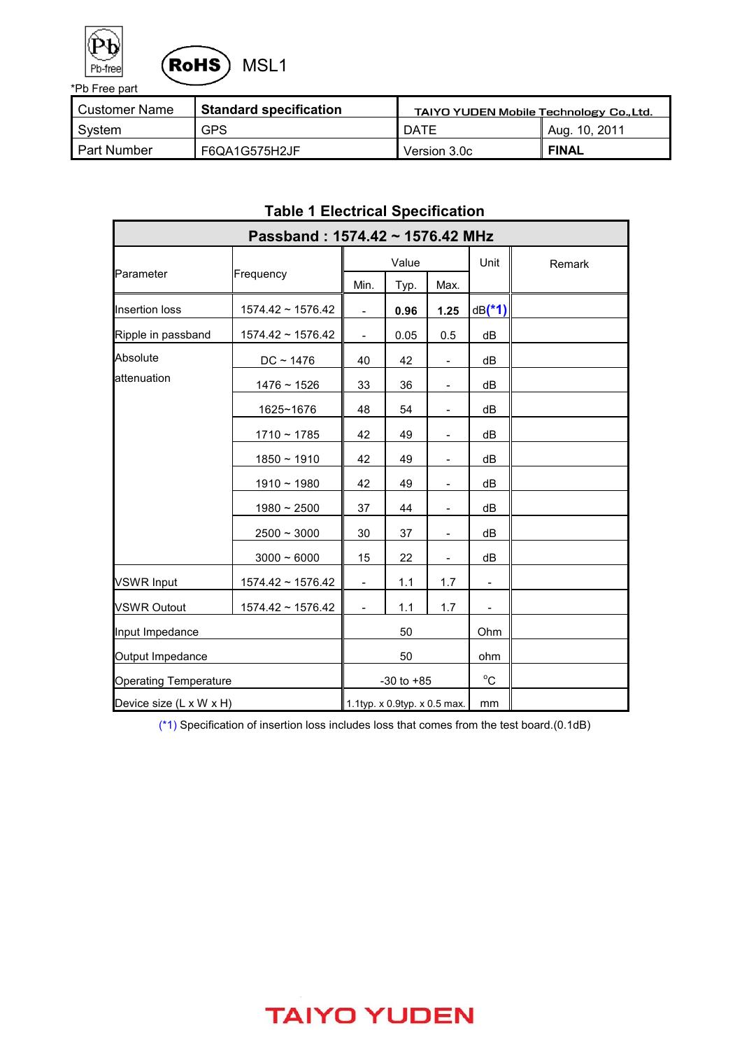*Pb Free part

RoHS MSL1

| Customer Name | Standard specification | TAIYO YUDEN Mobile Technology Co.,Ltd. | |
|---|---|---|---|
| System | GPS | DATE | Aug. 10, 2011 |
| Part Number | F6QA1G575H2JF | Version 3.0c | **FINAL** |

## Table 1 Electrical Specification

| Passband : 1574.42 ~ 1576.42 MHz | | | | | | |
|---|---|---|---|---|---|---|
| Parameter | Frequency | Value | | | Unit | Remark |
| | | Min. | Typ. | Max. | | |
| Insertion loss | 1574.42 ~ 1576.42 | - | **0.96** | **1.25** | dB(*1) | |
| Ripple in passband | 1574.42 ~ 1576.42 | - | 0.05 | 0.5 | dB | |
| Absolute attenuation | DC ~ 1476 | 40 | 42 | - | dB | |
| | 1476 ~ 1526 | 33 | 36 | - | dB | |
| | 1625~1676 | 48 | 54 | - | dB | |
| | 1710 ~ 1785 | 42 | 49 | - | dB | |
| | 1850 ~ 1910 | 42 | 49 | - | dB | |
| | 1910 ~ 1980 | 42 | 49 | - | dB | |
| | 1980 ~ 2500 | 37 | 44 | - | dB | |
| | 2500 ~ 3000 | 30 | 37 | - | dB | |
| | 3000 ~ 6000 | 15 | 22 | - | dB | |
| VSWR Input | 1574.42 ~ 1576.42 | - | 1.1 | 1.7 | - | |
| VSWR Outout | 1574.42 ~ 1576.42 | - | 1.1 | 1.7 | - | |
| Input Impedance | | 50 | | | Ohm | |
| Output Impedance | | 50 | | | ohm | |
| Operating Temperature | | -30 to +85 | | | °C | |
| Device size (L x W x H) | | 1.1typ. x 0.9typ. x 0.5 max. | | | mm | |

(*1) Specification of insertion loss includes loss that comes from the test board.(0.1dB)

TAIYO YUDEN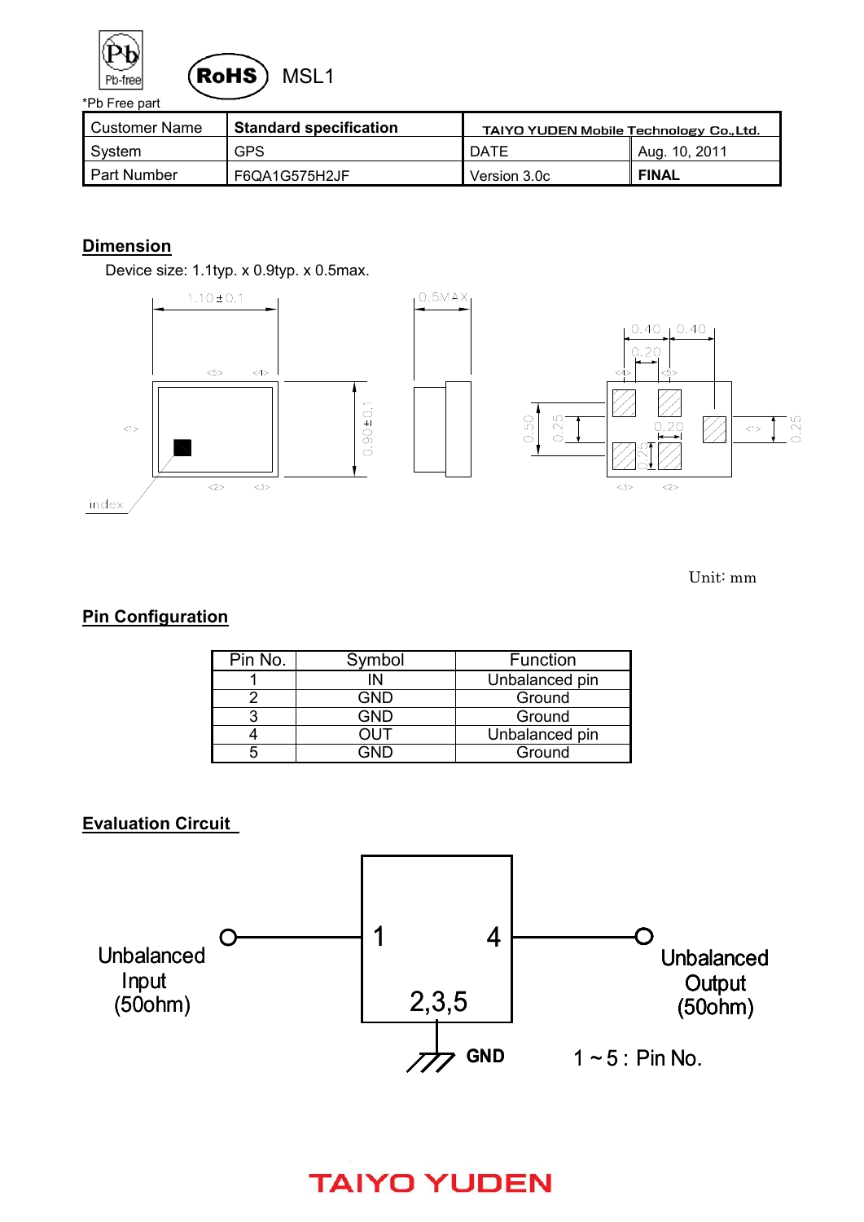*Pb Free part

Pb-free RoHS MSL1

| Customer Name | Standard specification | TAIYO YUDEN Mobile Technology Co.,Ltd. | |
|---|---|---|---|
| System | GPS | DATE | Aug. 10, 2011 |
| Part Number | F6QA1G575H2JF | Version 3.0c | **FINAL** |

## Dimension

Device size: 1.1typ. x 0.9typ. x 0.5max.

1.10±0.1

0.5MAX

0.90±0.1

0.40 0.40

0.20

0.50 0.25 0.20 0.25 0.25

<1> <2> <3> <4> <5>

index

Unit: mm

## Pin Configuration

| Pin No. | Symbol | Function |
|---|---|---|
| 1 | IN | Unbalanced pin |
| 2 | GND | Ground |
| 3 | GND | Ground |
| 4 | OUT | Unbalanced pin |
| 5 | GND | Ground |

## Evaluation Circuit

Unbalanced Input (50ohm)

1 4

2,3,5

GND

Unbalanced Output (50ohm)

1 ~ 5 : Pin No.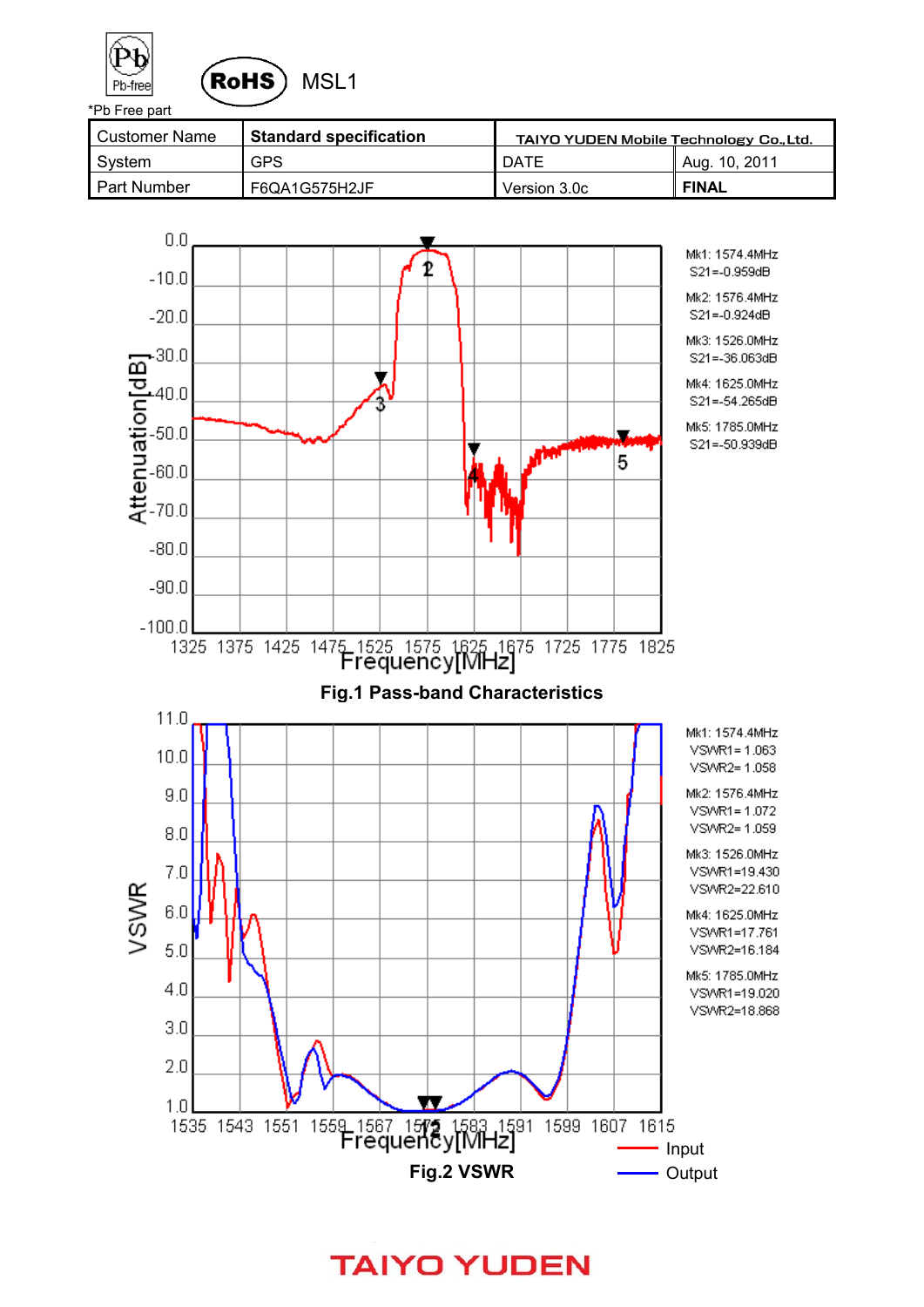*Pb Free part

RoHS MSL1

| Customer Name | Standard specification | TAIYO YUDEN Mobile Technology Co.,Ltd. | |
|---|---|---|---|
| System | GPS | DATE | Aug. 10, 2011 |
| Part Number | F6QA1G575H2JF | Version 3.0c | FINAL |

Mk1: 1574.4MHz S21=-0.959dB

Mk2: 1576.4MHz S21=-0.924dB

Mk3: 1526.0MHz S21=-36.063dB

Mk4: 1625.0MHz S21=-54.265dB

Mk5: 1785.0MHz S21=-50.939dB

**Fig.1 Pass-band Characteristics**

Mk1: 1574.4MHz VSWR1= 1.063 VSWR2= 1.058

Mk2: 1576.4MHz VSWR1= 1.072 VSWR2= 1.059

Mk3: 1526.0MHz VSWR1=19.430 VSWR2=22.610

Mk4: 1625.0MHz VSWR1=17.761 VSWR2=16.184

Mk5: 1785.0MHz VSWR1=19.020 VSWR2=18.868

Input
Output

**Fig.2 VSWR**

TAIYO YUDEN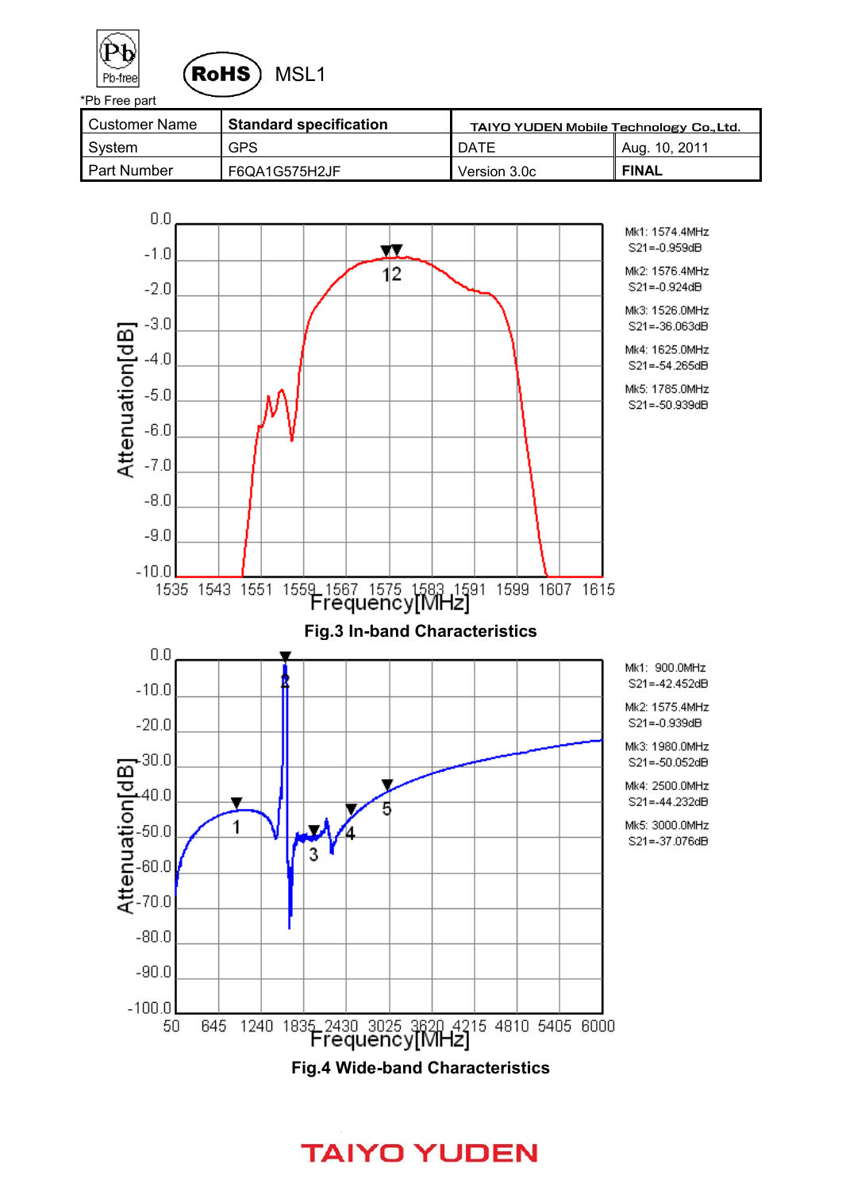*Pb Free part

RoHS MSL1

| Customer Name | Standard specification | TAIYO YUDEN Mobile Technology Co.,Ltd. | |
|---|---|---|---|
| System | GPS | DATE | Aug. 10, 2011 |
| Part Number | F6QA1G575H2JF | Version 3.0c | **FINAL** |

Mk1: 1574.4MHz S21=-0.959dB
Mk2: 1576.4MHz S21=-0.924dB
Mk3: 1526.0MHz S21=-36.063dB
Mk4: 1625.0MHz S21=-54.265dB
Mk5: 1785.0MHz S21=-50.939dB

**Fig.3 In-band Characteristics**

Mk1: 900.0MHz S21=-42.452dB
Mk2: 1575.4MHz S21=-0.939dB
Mk3: 1980.0MHz S21=-50.052dB
Mk4: 2500.0MHz S21=-44.232dB
Mk5: 3000.0MHz S21=-37.076dB

**Fig.4 Wide-band Characteristics**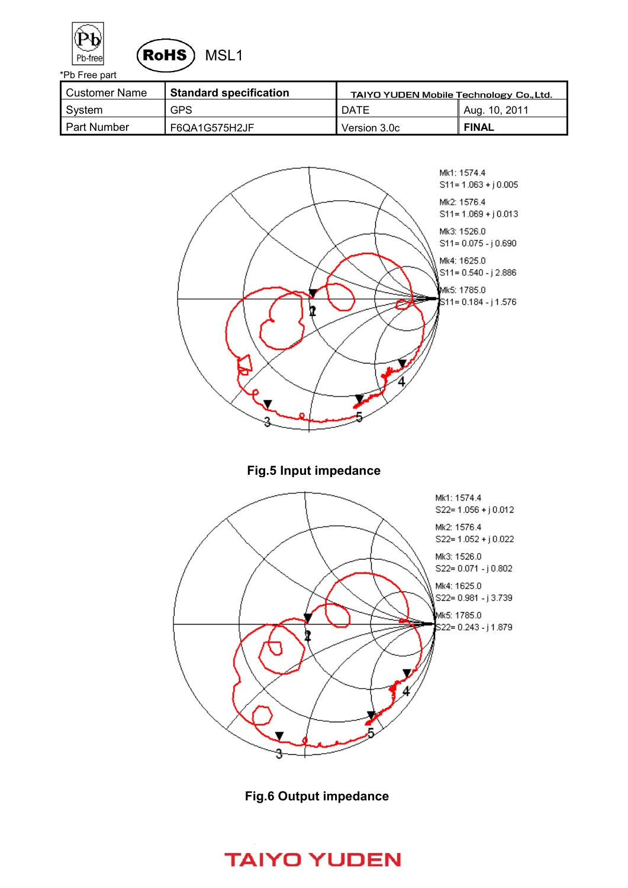*Pb Free part

RoHS MSL1

| Customer Name | Standard specification | TAIYO YUDEN Mobile Technology Co.,Ltd. | |
|---|---|---|---|
| System | GPS | DATE | Aug. 10, 2011 |
| Part Number | F6QA1G575H2JF | Version 3.0c | FINAL |

Mk1: 1574.4
S11= 1.063 + j 0.005

Mk2: 1576.4
S11= 1.069 + j 0.013

Mk3: 1526.0
S11= 0.075 - j 0.690

Mk4: 1625.0
S11= 0.540 - j 2.886

Mk5: 1785.0
S11= 0.184 - j 1.576

**Fig.5 Input impedance**

Mk1: 1574.4
S22= 1.056 + j 0.012

Mk2: 1576.4
S22= 1.052 + j 0.022

Mk3: 1526.0
S22= 0.071 - j 0.802

Mk4: 1625.0
S22= 0.981 - j 3.739

Mk5: 1785.0
S22= 0.243 - j 1.879

**Fig.6 Output impedance**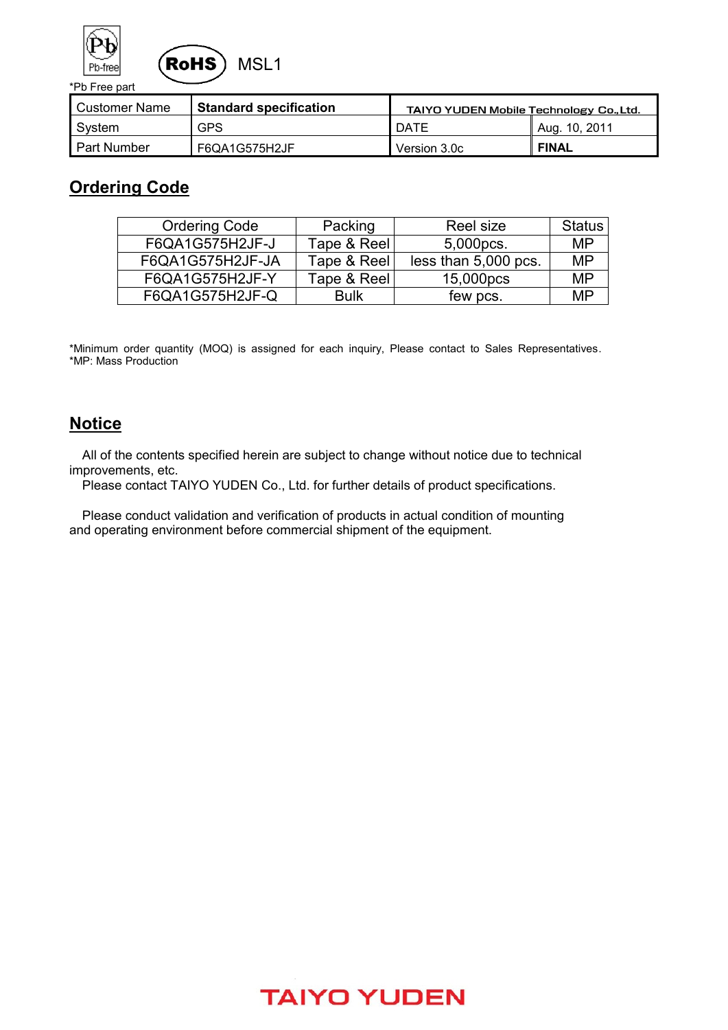Pb-free MSL1

RoHS

*Pb Free part

| Customer Name | Standard specification | TAIYO YUDEN Mobile Technology Co.,Ltd. | |
|---|---|---|---|
| System | GPS | DATE | Aug. 10, 2011 |
| Part Number | F6QA1G575H2JF | Version 3.0c | **FINAL** |

## Ordering Code

| Ordering Code | Packing | Reel size | Status |
|---|---|---|---|
| F6QA1G575H2JF-J | Tape & Reel | 5,000pcs. | MP |
| F6QA1G575H2JF-JA | Tape & Reel | less than 5,000 pcs. | MP |
| F6QA1G575H2JF-Y | Tape & Reel | 15,000pcs | MP |
| F6QA1G575H2JF-Q | Bulk | few pcs. | MP |

*Minimum order quantity (MOQ) is assigned for each inquiry, Please contact to Sales Representatives.
*MP: Mass Production

## Notice

All of the contents specified herein are subject to change without notice due to technical improvements, etc.
Please contact TAIYO YUDEN Co., Ltd. for further details of product specifications.

Please conduct validation and verification of products in actual condition of mounting and operating environment before commercial shipment of the equipment.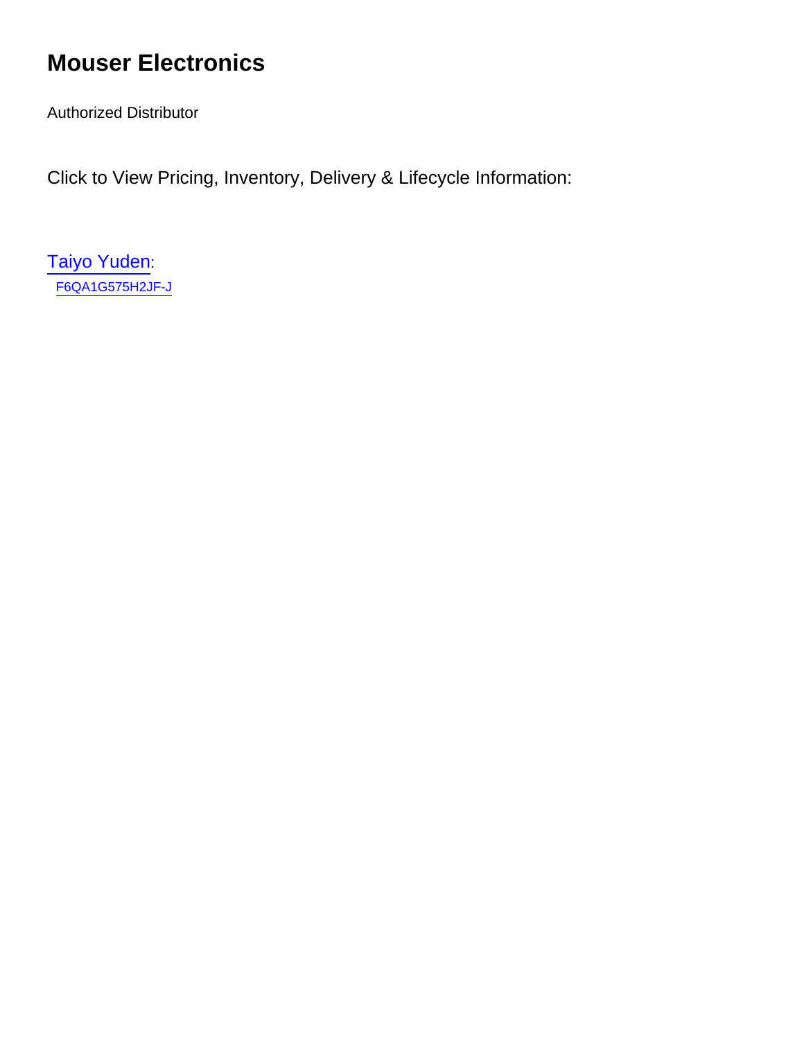# Mouser Electronics

Authorized Distributor

Click to View Pricing, Inventory, Delivery & Lifecycle Information:

Taiyo Yuden:

F6QA1G575H2JF-J